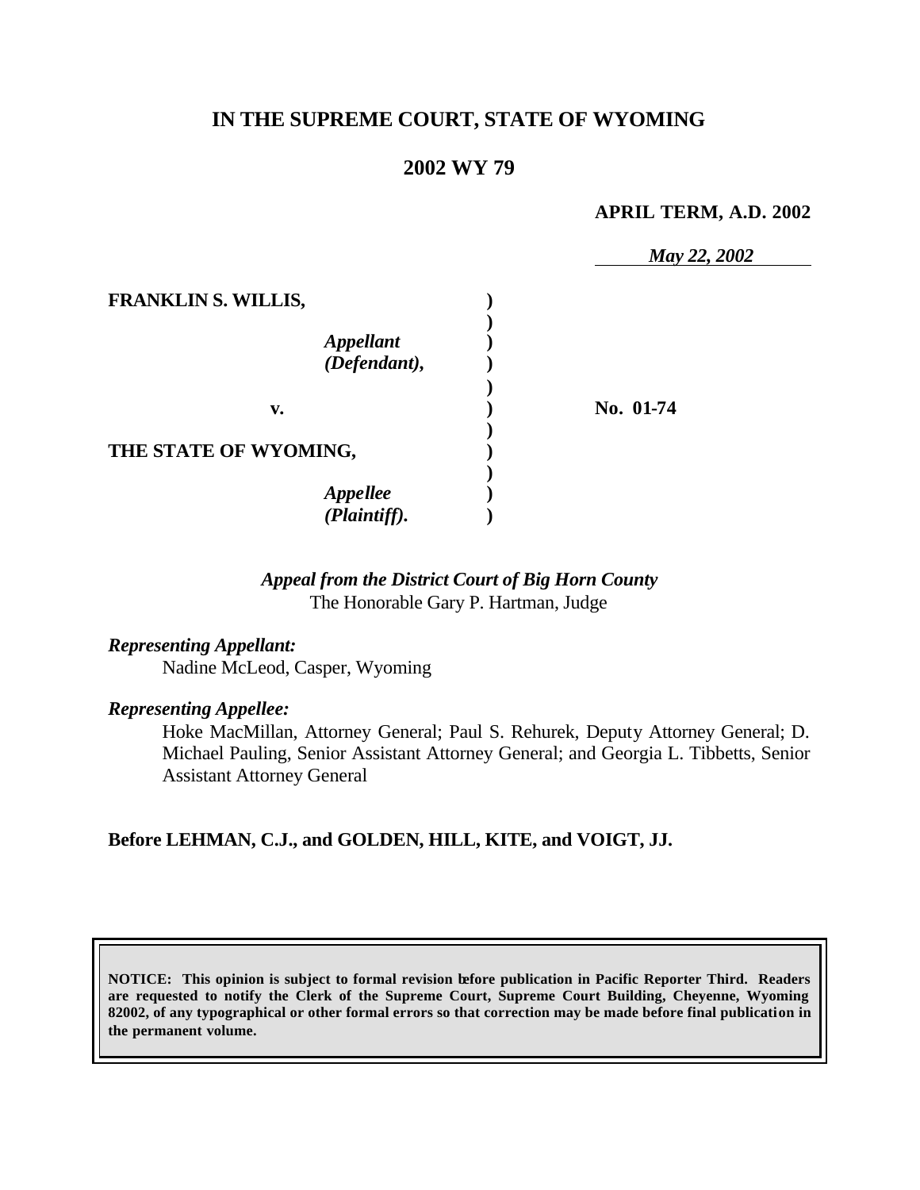# IN THE SUPREME COURT, STATE OF WYOMING

## 2002 WY 79

**APRIL TERM, A.D. 2002**

*May 22, 2002*

**FRANKLIN S. WILLIS,**

*Appellant*
*(Defendant),*

**v.**

**THE STATE OF WYOMING,**

*Appellee*
*(Plaintiff).*

**No. 01-74**

*Appeal from the District Court of Big Horn County*
The Honorable Gary P. Hartman, Judge

*Representing Appellant:*

Nadine McLeod, Casper, Wyoming

*Representing Appellee:*

Hoke MacMillan, Attorney General; Paul S. Rehurek, Deputy Attorney General; D. Michael Pauling, Senior Assistant Attorney General; and Georgia L. Tibbetts, Senior Assistant Attorney General

**Before LEHMAN, C.J., and GOLDEN, HILL, KITE, and VOIGT, JJ.**

**NOTICE: This opinion is subject to formal revision before publication in Pacific Reporter Third. Readers are requested to notify the Clerk of the Supreme Court, Supreme Court Building, Cheyenne, Wyoming 82002, of any typographical or other formal errors so that correction may be made before final publication in the permanent volume.**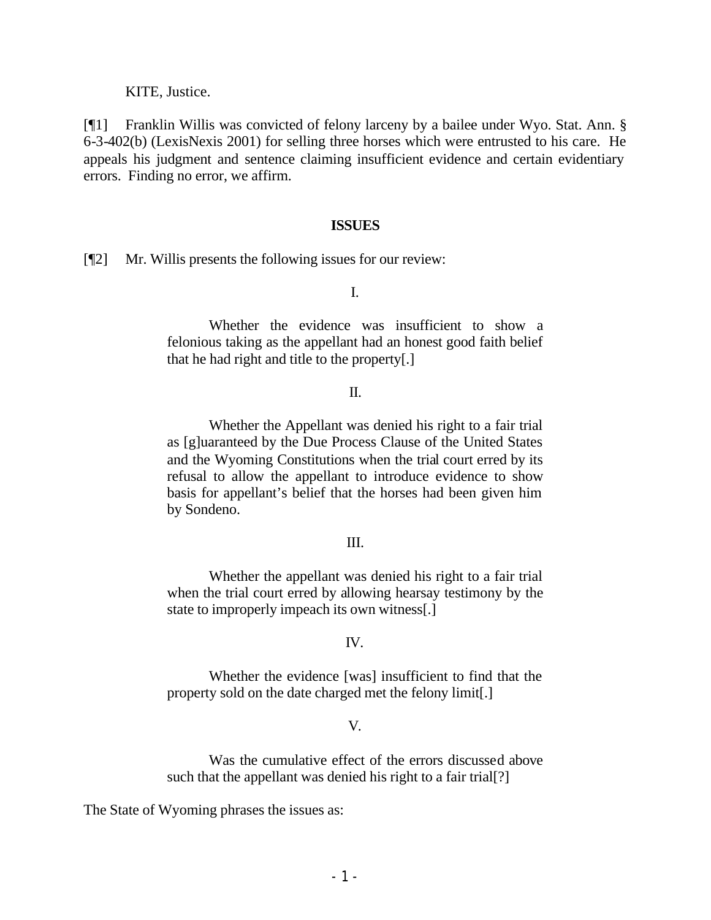KITE, Justice.

[¶1] Franklin Willis was convicted of felony larceny by a bailee under Wyo. Stat. Ann. § 6-3-402(b) (LexisNexis 2001) for selling three horses which were entrusted to his care. He appeals his judgment and sentence claiming insufficient evidence and certain evidentiary errors. Finding no error, we affirm.

## ISSUES

[¶2] Mr. Willis presents the following issues for our review:

> I.
>
> Whether the evidence was insufficient to show a felonious taking as the appellant had an honest good faith belief that he had right and title to the property[.]
>
> II.
>
> Whether the Appellant was denied his right to a fair trial as [g]uaranteed by the Due Process Clause of the United States and the Wyoming Constitutions when the trial court erred by its refusal to allow the appellant to introduce evidence to show basis for appellant's belief that the horses had been given him by Sondeno.
>
> III.
>
> Whether the appellant was denied his right to a fair trial when the trial court erred by allowing hearsay testimony by the state to improperly impeach its own witness[.]
>
> IV.
>
> Whether the evidence [was] insufficient to find that the property sold on the date charged met the felony limit[.]
>
> V.
>
> Was the cumulative effect of the errors discussed above such that the appellant was denied his right to a fair trial[?]

The State of Wyoming phrases the issues as: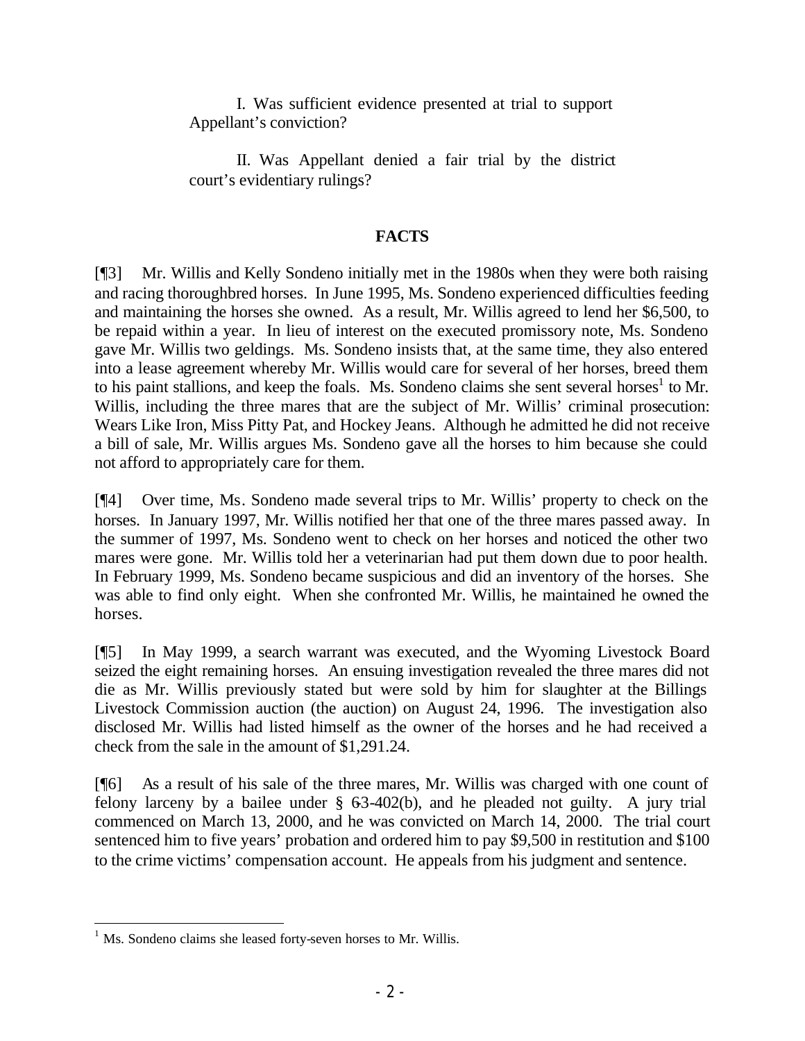I. Was sufficient evidence presented at trial to support Appellant's conviction?

II. Was Appellant denied a fair trial by the district court's evidentiary rulings?

## FACTS

[¶3] Mr. Willis and Kelly Sondeno initially met in the 1980s when they were both raising and racing thoroughbred horses. In June 1995, Ms. Sondeno experienced difficulties feeding and maintaining the horses she owned. As a result, Mr. Willis agreed to lend her $6,500, to be repaid within a year. In lieu of interest on the executed promissory note, Ms. Sondeno gave Mr. Willis two geldings. Ms. Sondeno insists that, at the same time, they also entered into a lease agreement whereby Mr. Willis would care for several of her horses, breed them to his paint stallions, and keep the foals. Ms. Sondeno claims she sent several horses[1] to Mr. Willis, including the three mares that are the subject of Mr. Willis' criminal prosecution: Wears Like Iron, Miss Pitty Pat, and Hockey Jeans. Although he admitted he did not receive a bill of sale, Mr. Willis argues Ms. Sondeno gave all the horses to him because she could not afford to appropriately care for them.

[¶4] Over time, Ms. Sondeno made several trips to Mr. Willis' property to check on the horses. In January 1997, Mr. Willis notified her that one of the three mares passed away. In the summer of 1997, Ms. Sondeno went to check on her horses and noticed the other two mares were gone. Mr. Willis told her a veterinarian had put them down due to poor health. In February 1999, Ms. Sondeno became suspicious and did an inventory of the horses. She was able to find only eight. When she confronted Mr. Willis, he maintained he owned the horses.

[¶5] In May 1999, a search warrant was executed, and the Wyoming Livestock Board seized the eight remaining horses. An ensuing investigation revealed the three mares did not die as Mr. Willis previously stated but were sold by him for slaughter at the Billings Livestock Commission auction (the auction) on August 24, 1996. The investigation also disclosed Mr. Willis had listed himself as the owner of the horses and he had received a check from the sale in the amount of $1,291.24.

[¶6] As a result of his sale of the three mares, Mr. Willis was charged with one count of felony larceny by a bailee under § 6-3-402(b), and he pleaded not guilty. A jury trial commenced on March 13, 2000, and he was convicted on March 14, 2000. The trial court sentenced him to five years' probation and ordered him to pay $9,500 in restitution and $100 to the crime victims' compensation account. He appeals from his judgment and sentence.

---

[1] Ms. Sondeno claims she leased forty-seven horses to Mr. Willis.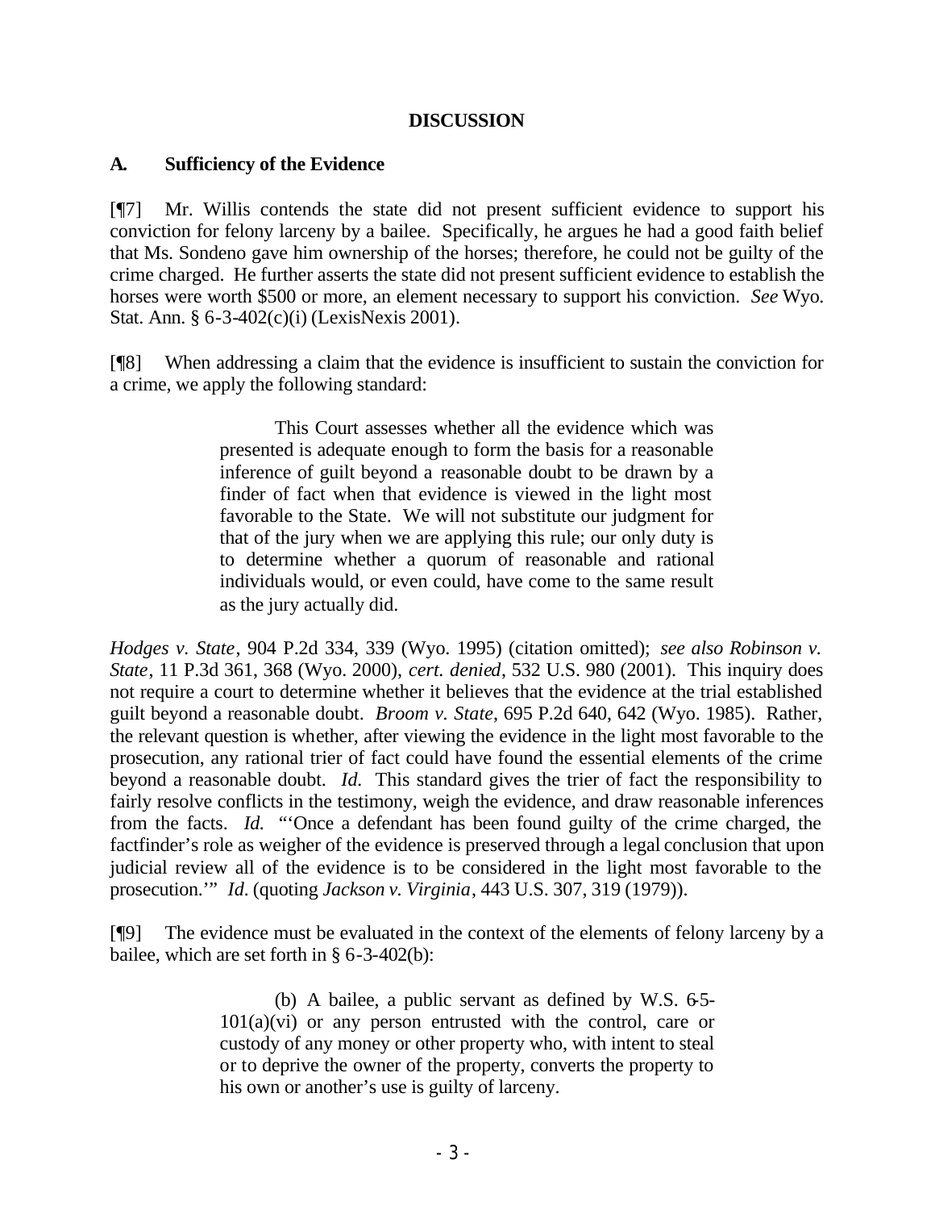## DISCUSSION

### A. Sufficiency of the Evidence

[¶7] Mr. Willis contends the state did not present sufficient evidence to support his conviction for felony larceny by a bailee. Specifically, he argues he had a good faith belief that Ms. Sondeno gave him ownership of the horses; therefore, he could not be guilty of the crime charged. He further asserts the state did not present sufficient evidence to establish the horses were worth $500 or more, an element necessary to support his conviction. *See* Wyo. Stat. Ann. § 6-3-402(c)(i) (LexisNexis 2001).

[¶8] When addressing a claim that the evidence is insufficient to sustain the conviction for a crime, we apply the following standard:

> This Court assesses whether all the evidence which was presented is adequate enough to form the basis for a reasonable inference of guilt beyond a reasonable doubt to be drawn by a finder of fact when that evidence is viewed in the light most favorable to the State. We will not substitute our judgment for that of the jury when we are applying this rule; our only duty is to determine whether a quorum of reasonable and rational individuals would, or even could, have come to the same result as the jury actually did.

*Hodges v. State*, 904 P.2d 334, 339 (Wyo. 1995) (citation omitted); *see also Robinson v. State*, 11 P.3d 361, 368 (Wyo. 2000), *cert. denied*, 532 U.S. 980 (2001). This inquiry does not require a court to determine whether it believes that the evidence at the trial established guilt beyond a reasonable doubt. *Broom v. State*, 695 P.2d 640, 642 (Wyo. 1985). Rather, the relevant question is whether, after viewing the evidence in the light most favorable to the prosecution, any rational trier of fact could have found the essential elements of the crime beyond a reasonable doubt. *Id.* This standard gives the trier of fact the responsibility to fairly resolve conflicts in the testimony, weigh the evidence, and draw reasonable inferences from the facts. *Id.* "'Once a defendant has been found guilty of the crime charged, the factfinder's role as weigher of the evidence is preserved through a legal conclusion that upon judicial review all of the evidence is to be considered in the light most favorable to the prosecution.'" *Id.* (quoting *Jackson v. Virginia*, 443 U.S. 307, 319 (1979)).

[¶9] The evidence must be evaluated in the context of the elements of felony larceny by a bailee, which are set forth in § 6-3-402(b):

> (b) A bailee, a public servant as defined by W.S. 6-5-101(a)(vi) or any person entrusted with the control, care or custody of any money or other property who, with intent to steal or to deprive the owner of the property, converts the property to his own or another's use is guilty of larceny.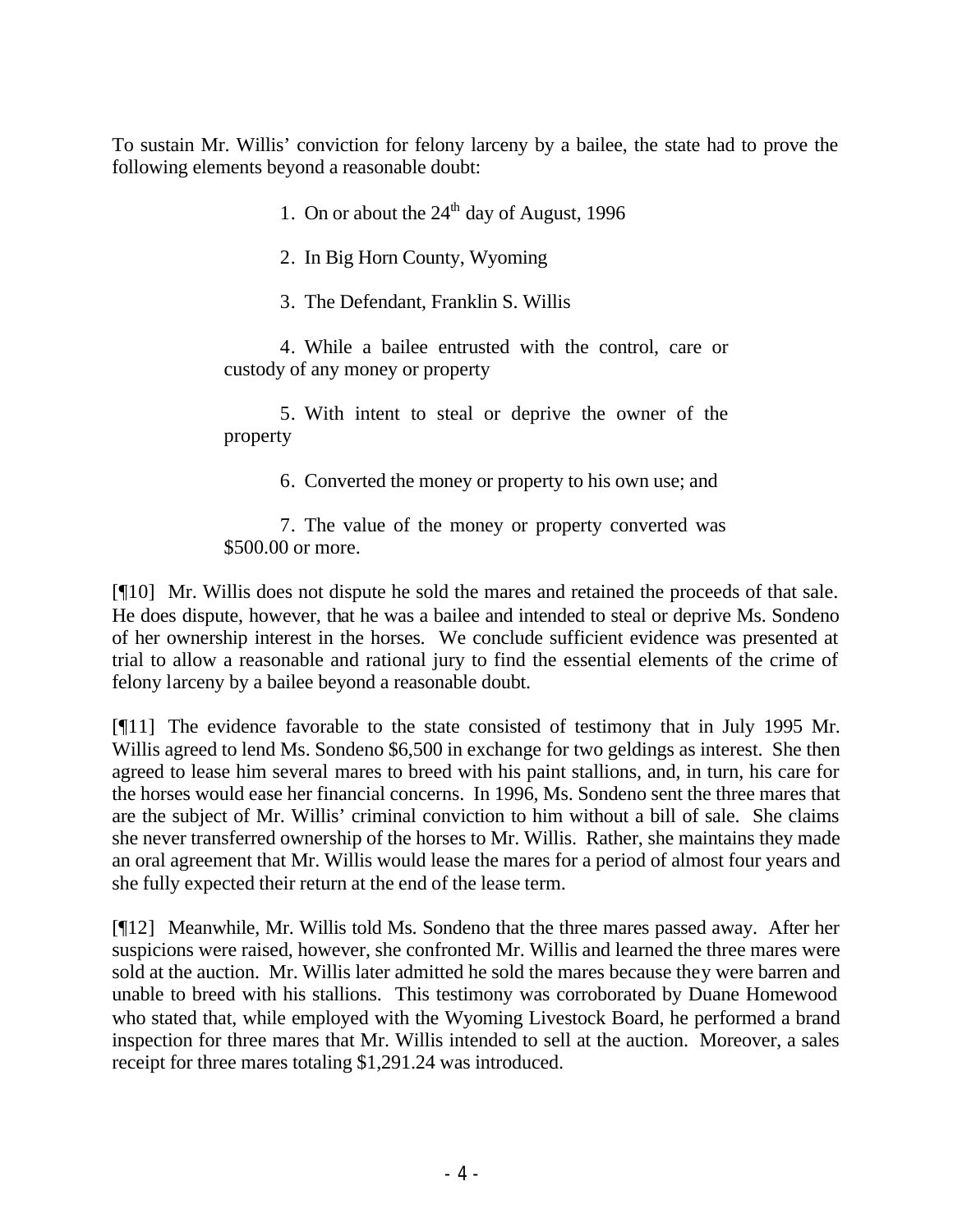To sustain Mr. Willis' conviction for felony larceny by a bailee, the state had to prove the following elements beyond a reasonable doubt:

> 1. On or about the 24th day of August, 1996
>
> 2. In Big Horn County, Wyoming
>
> 3. The Defendant, Franklin S. Willis
>
> 4. While a bailee entrusted with the control, care or custody of any money or property
>
> 5. With intent to steal or deprive the owner of the property
>
> 6. Converted the money or property to his own use; and
>
> 7. The value of the money or property converted was $500.00 or more.

[¶10] Mr. Willis does not dispute he sold the mares and retained the proceeds of that sale. He does dispute, however, that he was a bailee and intended to steal or deprive Ms. Sondeno of her ownership interest in the horses. We conclude sufficient evidence was presented at trial to allow a reasonable and rational jury to find the essential elements of the crime of felony larceny by a bailee beyond a reasonable doubt.

[¶11] The evidence favorable to the state consisted of testimony that in July 1995 Mr. Willis agreed to lend Ms. Sondeno $6,500 in exchange for two geldings as interest. She then agreed to lease him several mares to breed with his paint stallions, and, in turn, his care for the horses would ease her financial concerns. In 1996, Ms. Sondeno sent the three mares that are the subject of Mr. Willis' criminal conviction to him without a bill of sale. She claims she never transferred ownership of the horses to Mr. Willis. Rather, she maintains they made an oral agreement that Mr. Willis would lease the mares for a period of almost four years and she fully expected their return at the end of the lease term.

[¶12] Meanwhile, Mr. Willis told Ms. Sondeno that the three mares passed away. After her suspicions were raised, however, she confronted Mr. Willis and learned the three mares were sold at the auction. Mr. Willis later admitted he sold the mares because they were barren and unable to breed with his stallions. This testimony was corroborated by Duane Homewood who stated that, while employed with the Wyoming Livestock Board, he performed a brand inspection for three mares that Mr. Willis intended to sell at the auction. Moreover, a sales receipt for three mares totaling $1,291.24 was introduced.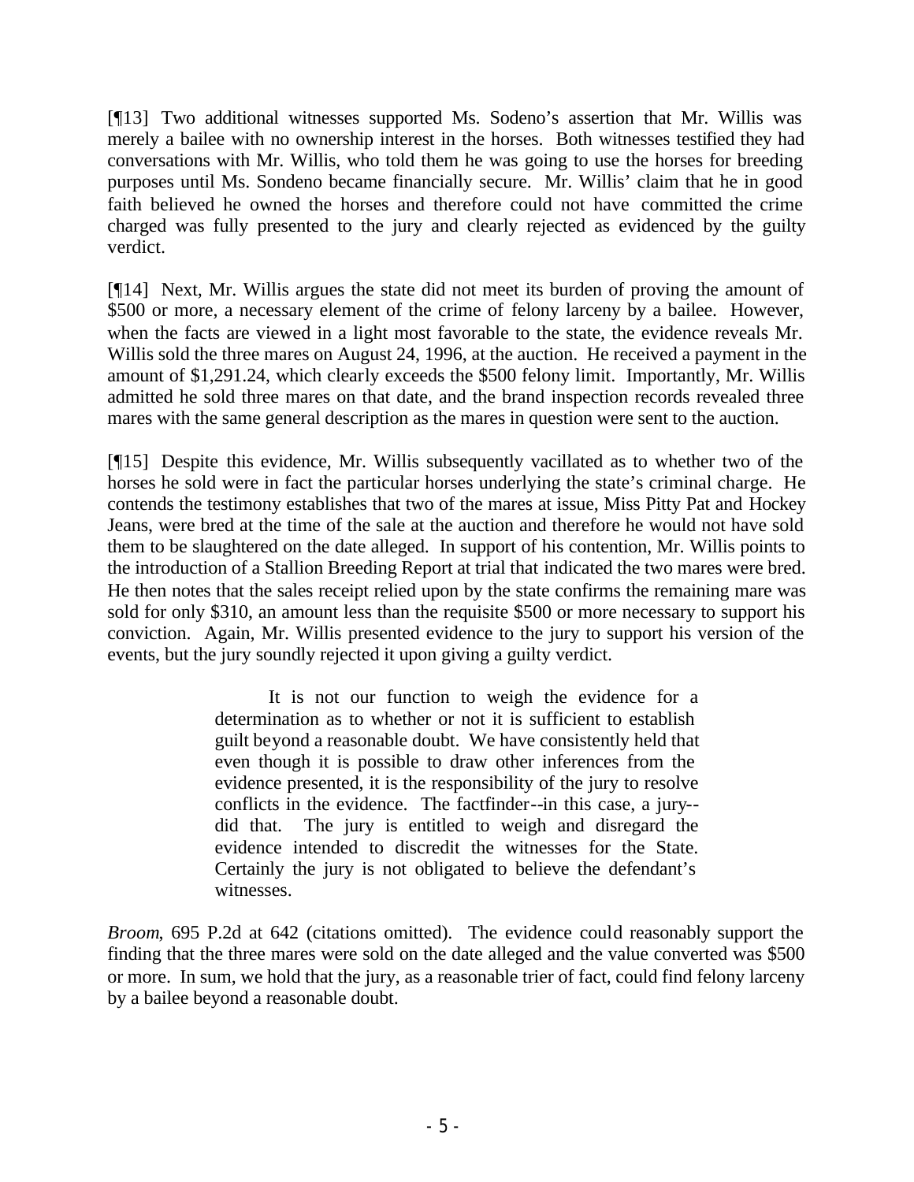[¶13] Two additional witnesses supported Ms. Sodeno's assertion that Mr. Willis was merely a bailee with no ownership interest in the horses. Both witnesses testified they had conversations with Mr. Willis, who told them he was going to use the horses for breeding purposes until Ms. Sondeno became financially secure. Mr. Willis' claim that he in good faith believed he owned the horses and therefore could not have committed the crime charged was fully presented to the jury and clearly rejected as evidenced by the guilty verdict.

[¶14] Next, Mr. Willis argues the state did not meet its burden of proving the amount of $500 or more, a necessary element of the crime of felony larceny by a bailee. However, when the facts are viewed in a light most favorable to the state, the evidence reveals Mr. Willis sold the three mares on August 24, 1996, at the auction. He received a payment in the amount of $1,291.24, which clearly exceeds the $500 felony limit. Importantly, Mr. Willis admitted he sold three mares on that date, and the brand inspection records revealed three mares with the same general description as the mares in question were sent to the auction.

[¶15] Despite this evidence, Mr. Willis subsequently vacillated as to whether two of the horses he sold were in fact the particular horses underlying the state's criminal charge. He contends the testimony establishes that two of the mares at issue, Miss Pitty Pat and Hockey Jeans, were bred at the time of the sale at the auction and therefore he would not have sold them to be slaughtered on the date alleged. In support of his contention, Mr. Willis points to the introduction of a Stallion Breeding Report at trial that indicated the two mares were bred. He then notes that the sales receipt relied upon by the state confirms the remaining mare was sold for only $310, an amount less than the requisite $500 or more necessary to support his conviction. Again, Mr. Willis presented evidence to the jury to support his version of the events, but the jury soundly rejected it upon giving a guilty verdict.

> It is not our function to weigh the evidence for a determination as to whether or not it is sufficient to establish guilt beyond a reasonable doubt. We have consistently held that even though it is possible to draw other inferences from the evidence presented, it is the responsibility of the jury to resolve conflicts in the evidence. The factfinder--in this case, a jury--did that. The jury is entitled to weigh and disregard the evidence intended to discredit the witnesses for the State. Certainly the jury is not obligated to believe the defendant's witnesses.

*Broom*, 695 P.2d at 642 (citations omitted). The evidence could reasonably support the finding that the three mares were sold on the date alleged and the value converted was $500 or more. In sum, we hold that the jury, as a reasonable trier of fact, could find felony larceny by a bailee beyond a reasonable doubt.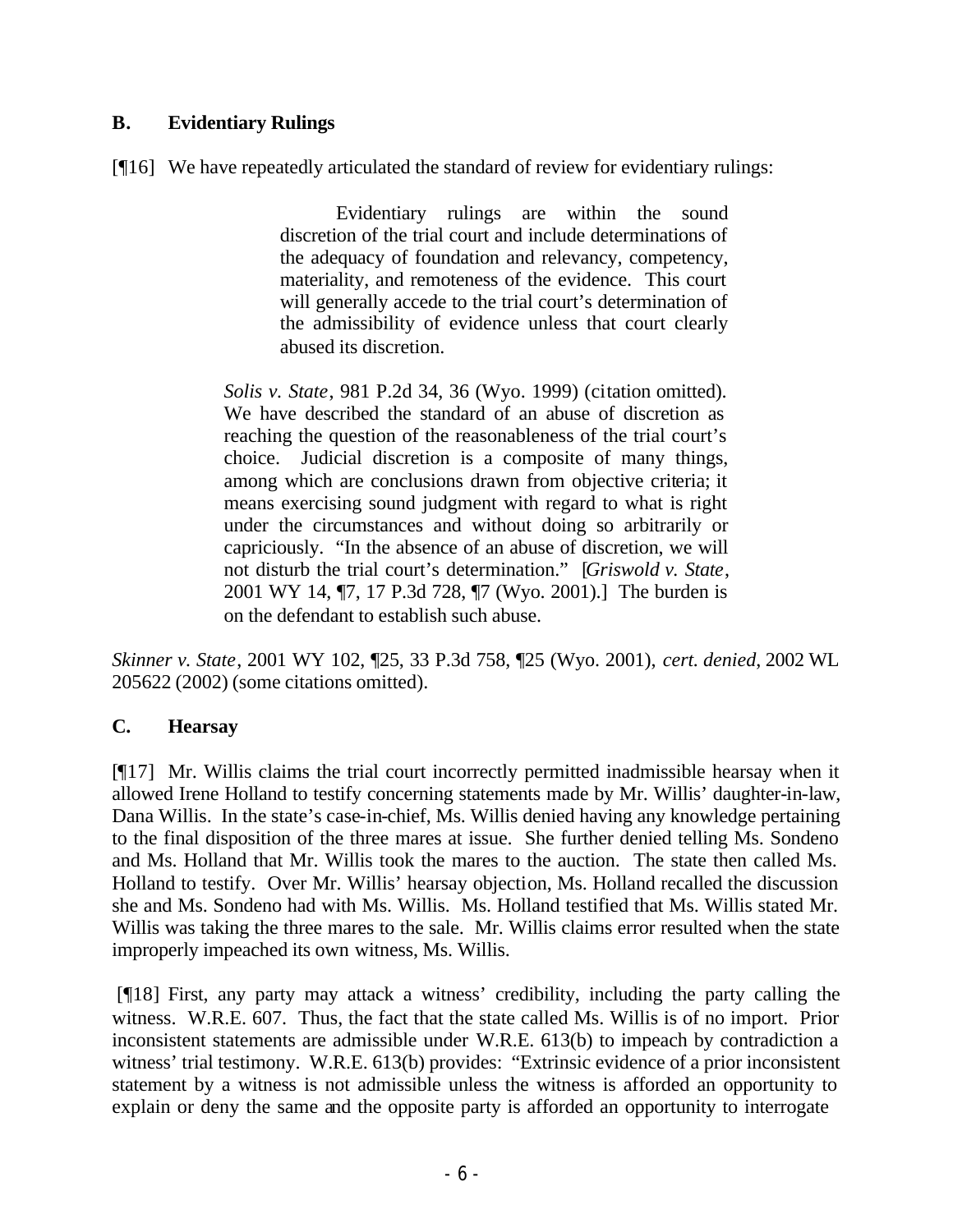## B. Evidentiary Rulings

[¶16] We have repeatedly articulated the standard of review for evidentiary rulings:

> > Evidentiary rulings are within the sound discretion of the trial court and include determinations of the adequacy of foundation and relevancy, competency, materiality, and remoteness of the evidence. This court will generally accede to the trial court's determination of the admissibility of evidence unless that court clearly abused its discretion.
>
> *Solis v. State*, 981 P.2d 34, 36 (Wyo. 1999) (citation omitted). We have described the standard of an abuse of discretion as reaching the question of the reasonableness of the trial court's choice. Judicial discretion is a composite of many things, among which are conclusions drawn from objective criteria; it means exercising sound judgment with regard to what is right under the circumstances and without doing so arbitrarily or capriciously. "In the absence of an abuse of discretion, we will not disturb the trial court's determination." [*Griswold v. State*, 2001 WY 14, ¶7, 17 P.3d 728, ¶7 (Wyo. 2001).] The burden is on the defendant to establish such abuse.

*Skinner v. State*, 2001 WY 102, ¶25, 33 P.3d 758, ¶25 (Wyo. 2001), *cert. denied*, 2002 WL 205622 (2002) (some citations omitted).

## C. Hearsay

[¶17] Mr. Willis claims the trial court incorrectly permitted inadmissible hearsay when it allowed Irene Holland to testify concerning statements made by Mr. Willis' daughter-in-law, Dana Willis. In the state's case-in-chief, Ms. Willis denied having any knowledge pertaining to the final disposition of the three mares at issue. She further denied telling Ms. Sondeno and Ms. Holland that Mr. Willis took the mares to the auction. The state then called Ms. Holland to testify. Over Mr. Willis' hearsay objection, Ms. Holland recalled the discussion she and Ms. Sondeno had with Ms. Willis. Ms. Holland testified that Ms. Willis stated Mr. Willis was taking the three mares to the sale. Mr. Willis claims error resulted when the state improperly impeached its own witness, Ms. Willis.

[¶18] First, any party may attack a witness' credibility, including the party calling the witness. W.R.E. 607. Thus, the fact that the state called Ms. Willis is of no import. Prior inconsistent statements are admissible under W.R.E. 613(b) to impeach by contradiction a witness' trial testimony. W.R.E. 613(b) provides: "Extrinsic evidence of a prior inconsistent statement by a witness is not admissible unless the witness is afforded an opportunity to explain or deny the same and the opposite party is afforded an opportunity to interrogate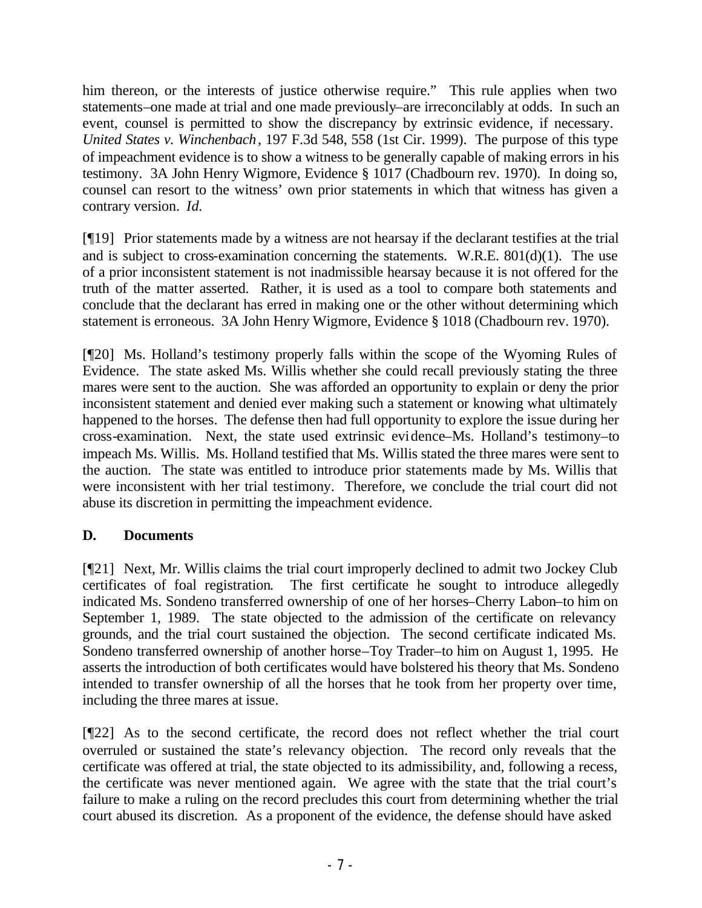him thereon, or the interests of justice otherwise require." This rule applies when two statements–one made at trial and one made previously–are irreconcilably at odds. In such an event, counsel is permitted to show the discrepancy by extrinsic evidence, if necessary. *United States v. Winchenbach*, 197 F.3d 548, 558 (1st Cir. 1999). The purpose of this type of impeachment evidence is to show a witness to be generally capable of making errors in his testimony. 3A John Henry Wigmore, Evidence § 1017 (Chadbourn rev. 1970). In doing so, counsel can resort to the witness' own prior statements in which that witness has given a contrary version. *Id.*

[¶19] Prior statements made by a witness are not hearsay if the declarant testifies at the trial and is subject to cross-examination concerning the statements. W.R.E. 801(d)(1). The use of a prior inconsistent statement is not inadmissible hearsay because it is not offered for the truth of the matter asserted. Rather, it is used as a tool to compare both statements and conclude that the declarant has erred in making one or the other without determining which statement is erroneous. 3A John Henry Wigmore, Evidence § 1018 (Chadbourn rev. 1970).

[¶20] Ms. Holland's testimony properly falls within the scope of the Wyoming Rules of Evidence. The state asked Ms. Willis whether she could recall previously stating the three mares were sent to the auction. She was afforded an opportunity to explain or deny the prior inconsistent statement and denied ever making such a statement or knowing what ultimately happened to the horses. The defense then had full opportunity to explore the issue during her cross-examination. Next, the state used extrinsic evidence–Ms. Holland's testimony–to impeach Ms. Willis. Ms. Holland testified that Ms. Willis stated the three mares were sent to the auction. The state was entitled to introduce prior statements made by Ms. Willis that were inconsistent with her trial testimony. Therefore, we conclude the trial court did not abuse its discretion in permitting the impeachment evidence.

## D. Documents

[¶21] Next, Mr. Willis claims the trial court improperly declined to admit two Jockey Club certificates of foal registration. The first certificate he sought to introduce allegedly indicated Ms. Sondeno transferred ownership of one of her horses–Cherry Labon–to him on September 1, 1989. The state objected to the admission of the certificate on relevancy grounds, and the trial court sustained the objection. The second certificate indicated Ms. Sondeno transferred ownership of another horse–Toy Trader–to him on August 1, 1995. He asserts the introduction of both certificates would have bolstered his theory that Ms. Sondeno intended to transfer ownership of all the horses that he took from her property over time, including the three mares at issue.

[¶22] As to the second certificate, the record does not reflect whether the trial court overruled or sustained the state's relevancy objection. The record only reveals that the certificate was offered at trial, the state objected to its admissibility, and, following a recess, the certificate was never mentioned again. We agree with the state that the trial court's failure to make a ruling on the record precludes this court from determining whether the trial court abused its discretion. As a proponent of the evidence, the defense should have asked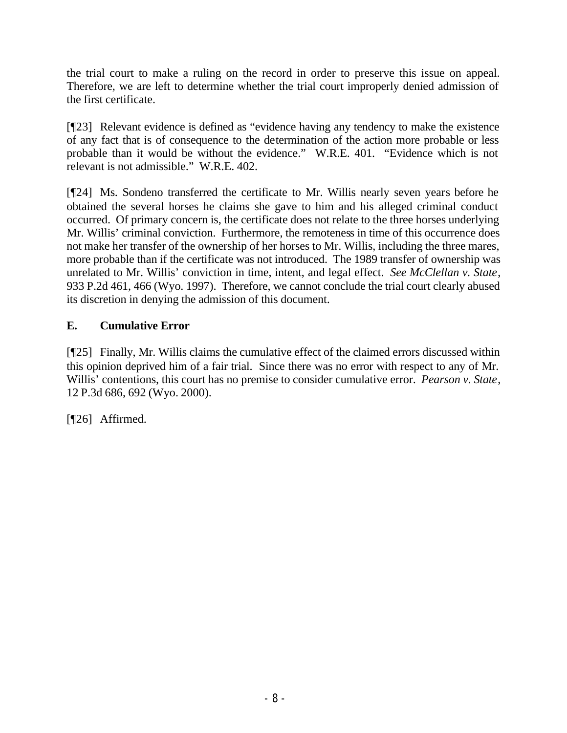the trial court to make a ruling on the record in order to preserve this issue on appeal. Therefore, we are left to determine whether the trial court improperly denied admission of the first certificate.

[¶23] Relevant evidence is defined as "evidence having any tendency to make the existence of any fact that is of consequence to the determination of the action more probable or less probable than it would be without the evidence." W.R.E. 401. "Evidence which is not relevant is not admissible." W.R.E. 402.

[¶24] Ms. Sondeno transferred the certificate to Mr. Willis nearly seven years before he obtained the several horses he claims she gave to him and his alleged criminal conduct occurred. Of primary concern is, the certificate does not relate to the three horses underlying Mr. Willis' criminal conviction. Furthermore, the remoteness in time of this occurrence does not make her transfer of the ownership of her horses to Mr. Willis, including the three mares, more probable than if the certificate was not introduced. The 1989 transfer of ownership was unrelated to Mr. Willis' conviction in time, intent, and legal effect. *See McClellan v. State*, 933 P.2d 461, 466 (Wyo. 1997). Therefore, we cannot conclude the trial court clearly abused its discretion in denying the admission of this document.

### E. Cumulative Error

[¶25] Finally, Mr. Willis claims the cumulative effect of the claimed errors discussed within this opinion deprived him of a fair trial. Since there was no error with respect to any of Mr. Willis' contentions, this court has no premise to consider cumulative error. *Pearson v. State*, 12 P.3d 686, 692 (Wyo. 2000).

[¶26] Affirmed.